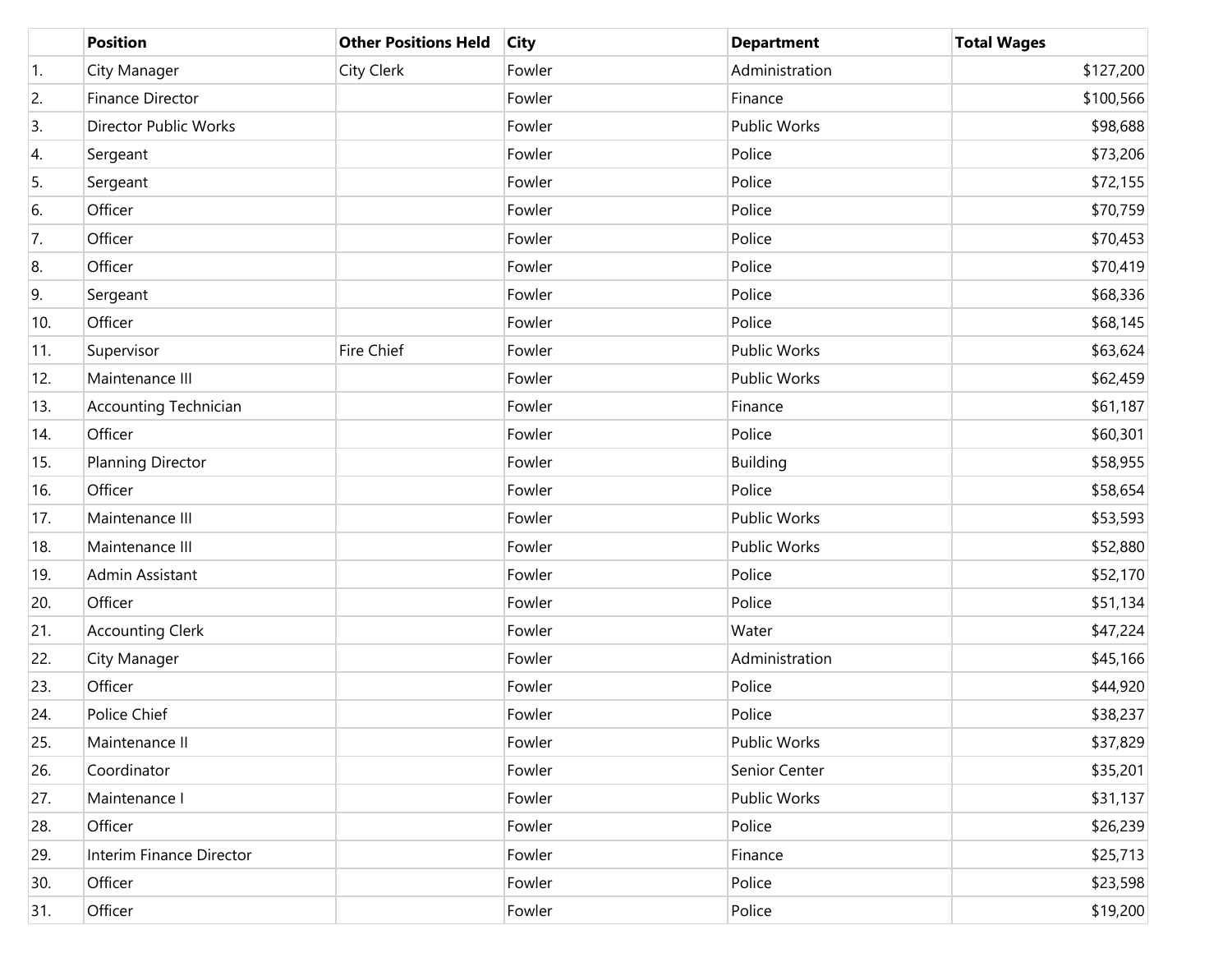| | Position | Other Positions Held | City | Department | Total Wages |
|---|---|---|---|---|---|
| 1. | City Manager | City Clerk | Fowler | Administration | $127,200 |
| 2. | Finance Director | | Fowler | Finance | $100,566 |
| 3. | Director Public Works | | Fowler | Public Works | $98,688 |
| 4. | Sergeant | | Fowler | Police | $73,206 |
| 5. | Sergeant | | Fowler | Police | $72,155 |
| 6. | Officer | | Fowler | Police | $70,759 |
| 7. | Officer | | Fowler | Police | $70,453 |
| 8. | Officer | | Fowler | Police | $70,419 |
| 9. | Sergeant | | Fowler | Police | $68,336 |
| 10. | Officer | | Fowler | Police | $68,145 |
| 11. | Supervisor | Fire Chief | Fowler | Public Works | $63,624 |
| 12. | Maintenance III | | Fowler | Public Works | $62,459 |
| 13. | Accounting Technician | | Fowler | Finance | $61,187 |
| 14. | Officer | | Fowler | Police | $60,301 |
| 15. | Planning Director | | Fowler | Building | $58,955 |
| 16. | Officer | | Fowler | Police | $58,654 |
| 17. | Maintenance III | | Fowler | Public Works | $53,593 |
| 18. | Maintenance III | | Fowler | Public Works | $52,880 |
| 19. | Admin Assistant | | Fowler | Police | $52,170 |
| 20. | Officer | | Fowler | Police | $51,134 |
| 21. | Accounting Clerk | | Fowler | Water | $47,224 |
| 22. | City Manager | | Fowler | Administration | $45,166 |
| 23. | Officer | | Fowler | Police | $44,920 |
| 24. | Police Chief | | Fowler | Police | $38,237 |
| 25. | Maintenance II | | Fowler | Public Works | $37,829 |
| 26. | Coordinator | | Fowler | Senior Center | $35,201 |
| 27. | Maintenance I | | Fowler | Public Works | $31,137 |
| 28. | Officer | | Fowler | Police | $26,239 |
| 29. | Interim Finance Director | | Fowler | Finance | $25,713 |
| 30. | Officer | | Fowler | Police | $23,598 |
| 31. | Officer | | Fowler | Police | $19,200 |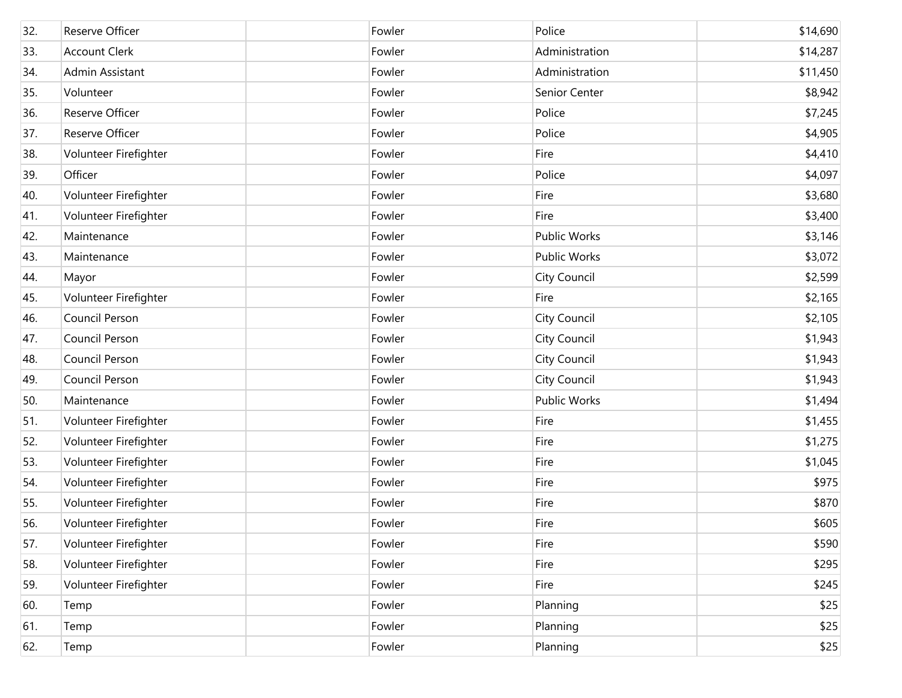| | | | | | |
|---|---|---|---|---|---|
| 32. | Reserve Officer | | Fowler | Police | $14,690 |
| 33. | Account Clerk | | Fowler | Administration | $14,287 |
| 34. | Admin Assistant | | Fowler | Administration | $11,450 |
| 35. | Volunteer | | Fowler | Senior Center | $8,942 |
| 36. | Reserve Officer | | Fowler | Police | $7,245 |
| 37. | Reserve Officer | | Fowler | Police | $4,905 |
| 38. | Volunteer Firefighter | | Fowler | Fire | $4,410 |
| 39. | Officer | | Fowler | Police | $4,097 |
| 40. | Volunteer Firefighter | | Fowler | Fire | $3,680 |
| 41. | Volunteer Firefighter | | Fowler | Fire | $3,400 |
| 42. | Maintenance | | Fowler | Public Works | $3,146 |
| 43. | Maintenance | | Fowler | Public Works | $3,072 |
| 44. | Mayor | | Fowler | City Council | $2,599 |
| 45. | Volunteer Firefighter | | Fowler | Fire | $2,165 |
| 46. | Council Person | | Fowler | City Council | $2,105 |
| 47. | Council Person | | Fowler | City Council | $1,943 |
| 48. | Council Person | | Fowler | City Council | $1,943 |
| 49. | Council Person | | Fowler | City Council | $1,943 |
| 50. | Maintenance | | Fowler | Public Works | $1,494 |
| 51. | Volunteer Firefighter | | Fowler | Fire | $1,455 |
| 52. | Volunteer Firefighter | | Fowler | Fire | $1,275 |
| 53. | Volunteer Firefighter | | Fowler | Fire | $1,045 |
| 54. | Volunteer Firefighter | | Fowler | Fire | $975 |
| 55. | Volunteer Firefighter | | Fowler | Fire | $870 |
| 56. | Volunteer Firefighter | | Fowler | Fire | $605 |
| 57. | Volunteer Firefighter | | Fowler | Fire | $590 |
| 58. | Volunteer Firefighter | | Fowler | Fire | $295 |
| 59. | Volunteer Firefighter | | Fowler | Fire | $245 |
| 60. | Temp | | Fowler | Planning | $25 |
| 61. | Temp | | Fowler | Planning | $25 |
| 62. | Temp | | Fowler | Planning | $25 |